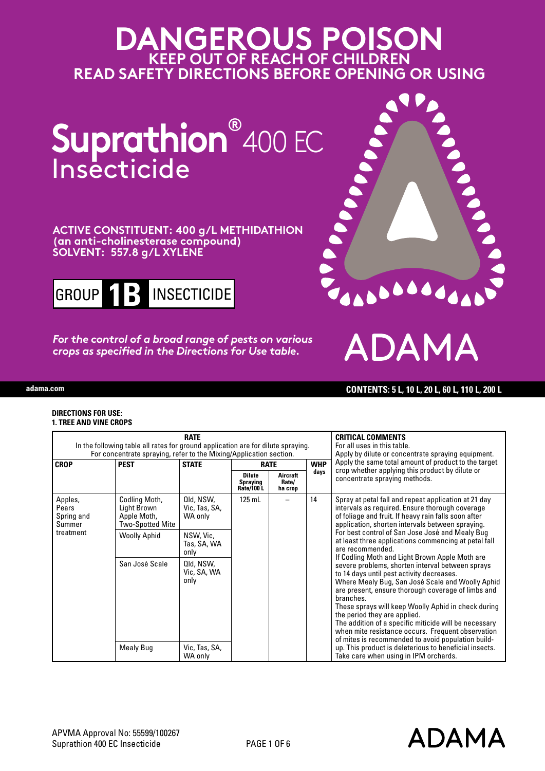# DANGEROUS POISON

**KEEP OUT OF REACH OF CHILDREN**

**READ SAFETY DIRECTIONS BEFORE OPENING OR USING**

# Suprathion® 400 EC Insecticide

**ACTIVE CONSTITUENT: 400 g/L METHIDATHION**
**(an anti-cholinesterase compound)**
**SOLVENT: 557.8 g/L XYLENE**

**GROUP 1B INSECTICIDE**

*For the control of a broad range of pests on various crops as specified in the Directions for Use table.*

ADAMA

adama.com

**CONTENTS: 5 L, 10 L, 20 L, 60 L, 110 L, 200 L**

**DIRECTIONS FOR USE:**
**1. TREE AND VINE CROPS**

| RATE<br>In the following table all rates for ground application are for dilute spraying.<br>For concentrate spraying, refer to the Mixing/Application section. | | | | | | CRITICAL COMMENTS<br>For all uses in this table.<br>Apply by dilute or concentrate spraying equipment. Apply the same total amount of product to the target crop whether applying this product by dilute or concentrate spraying methods. |
|---|---|---|---|---|---|---|
| **CROP** | **PEST** | **STATE** | **RATE** | | **WHP days** | |
| | | | **Dilute Spraying Rate/100 L** | **Aircraft Rate/ ha crop** | | |
| Apples, Pears Spring and Summer treatment | Codling Moth, Light Brown Apple Moth, Two-Spotted Mite | Qld, NSW, Vic, Tas, SA, WA only | 125 mL | – | 14 | Spray at petal fall and repeat application at 21 day intervals as required. Ensure thorough coverage of foliage and fruit. If heavy rain falls soon after application, shorten intervals between spraying. For best control of San Jose José and Mealy Bug at least three applications commencing at petal fall are recommended. If Codling Moth and Light Brown Apple Moth are severe problems, shorten interval between sprays to 14 days until pest activity decreases. Where Mealy Bug, San José Scale and Woolly Aphid are present, ensure thorough coverage of limbs and branches. These sprays will keep Woolly Aphid in check during the period they are applied. The addition of a specific miticide will be necessary when mite resistance occurs. Frequent observation of mites is recommended to avoid population build-up. This product is deleterious to beneficial insects. Take care when using in IPM orchards. |
| | Woolly Aphid | NSW, Vic, Tas, SA, WA only | | | | |
| | San José Scale | Qld, NSW, Vic, SA, WA only | | | | |
| | Mealy Bug | Vic, Tas, SA, WA only | | | | |

APVMA Approval No: 55599/100267
Suprathion 400 EC Insecticide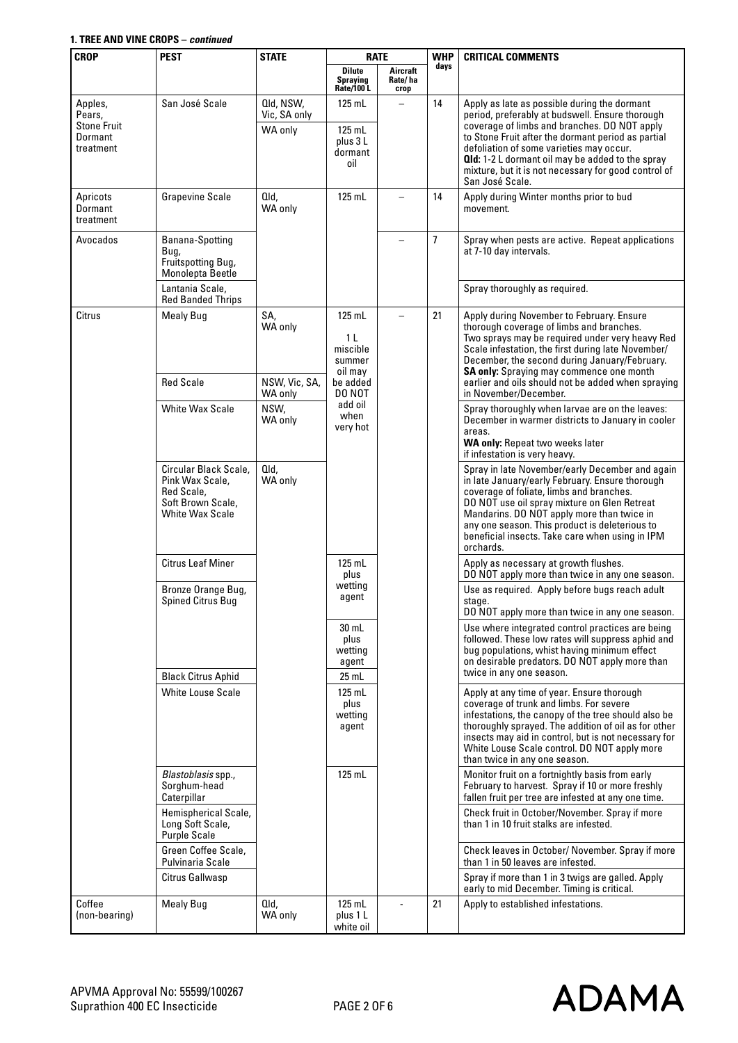**1. TREE AND VINE CROPS – *continued***

| CROP | PEST | STATE | RATE | | WHP days | CRITICAL COMMENTS |
|---|---|---|---|---|---|---|
| | | | Dilute Spraying Rate/100 L | Aircraft Rate/ ha crop | | |
| Apples, Pears, Stone Fruit Dormant treatment | San José Scale | Qld, NSW, Vic, SA only | 125 mL | – | 14 | Apply as late as possible during the dormant period, preferably at budswell. Ensure thorough coverage of limbs and branches. DO NOT apply to Stone Fruit after the dormant period as partial defoliation of some varieties may occur. **Qld:** 1-2 L dormant oil may be added to the spray mixture, but it is not necessary for good control of San José Scale. |
| | | WA only | 125 mL plus 3 L dormant oil | | | |
| Apricots Dormant treatment | Grapevine Scale | Qld, WA only | 125 mL | – | 14 | Apply during Winter months prior to bud movement. |
| Avocados | Banana-Spotting Bug, Fruitspotting Bug, Monolepta Beetle | | | – | 7 | Spray when pests are active. Repeat applications at 7-10 day intervals. |
| | Lantania Scale, Red Banded Thrips | | | | | Spray thoroughly as required. |
| Citrus | Mealy Bug | SA, WA only | 125 mL 1 L miscible summer oil may be added DO NOT add oil when very hot | – | 21 | Apply during November to February. Ensure thorough coverage of limbs and branches. Two sprays may be required under very heavy Red Scale infestation, the first during late November/ December, the second during January/February. **SA only:** Spraying may commence one month earlier and oils should not be added when spraying in November/December. |
| | Red Scale | NSW, Vic, SA, WA only | | | | |
| | White Wax Scale | NSW, WA only | | | | Spray thoroughly when larvae are on the leaves: December in warmer districts to January in cooler areas. **WA only:** Repeat two weeks later if infestation is very heavy. |
| | Circular Black Scale, Pink Wax Scale, Red Scale, Soft Brown Scale, White Wax Scale | Qld, WA only | | | | Spray in late November/early December and again in late January/early February. Ensure thorough coverage of foliate, limbs and branches. DO NOT use oil spray mixture on Glen Retreat Mandarins. DO NOT apply more than twice in any one season. This product is deleterious to beneficial insects. Take care when using in IPM orchards. |
| | Citrus Leaf Miner | | 125 mL plus wetting agent | | | Apply as necessary at growth flushes. DO NOT apply more than twice in any one season. |
| | Bronze Orange Bug, Spined Citrus Bug | | | | | Use as required. Apply before bugs reach adult stage. DO NOT apply more than twice in any one season. |
| | | | 30 mL plus wetting agent | | | Use where integrated control practices are being followed. These low rates will suppress aphid and bug populations, whist having minimum effect on desirable predators. DO NOT apply more than twice in any one season. |
| | Black Citrus Aphid | | 25 mL | | | |
| | White Louse Scale | | 125 mL plus wetting agent | | | Apply at any time of year. Ensure thorough coverage of trunk and limbs. For severe infestations, the canopy of the tree should also be thoroughly sprayed. The addition of oil as for other insects may aid in control, but is not necessary for White Louse Scale control. DO NOT apply more than twice in any one season. |
| | *Blastoblasis* spp., Sorghum-head Caterpillar | | 125 mL | | | Monitor fruit on a fortnightly basis from early February to harvest. Spray if 10 or more freshly fallen fruit per tree are infested at any one time. |
| | Hemispherical Scale, Long Soft Scale, Purple Scale | | | | | Check fruit in October/November. Spray if more than 1 in 10 fruit stalks are infested. |
| | Green Coffee Scale, Pulvinaria Scale | | | | | Check leaves in October/ November. Spray if more than 1 in 50 leaves are infested. |
| | Citrus Gallwasp | | | | | Spray if more than 1 in 3 twigs are galled. Apply early to mid December. Timing is critical. |
| Coffee (non-bearing) | Mealy Bug | Qld, WA only | 125 mL plus 1 L white oil | - | 21 | Apply to established infestations. |

APVMA Approval No: 55599/100267
Suprathion 400 EC Insecticide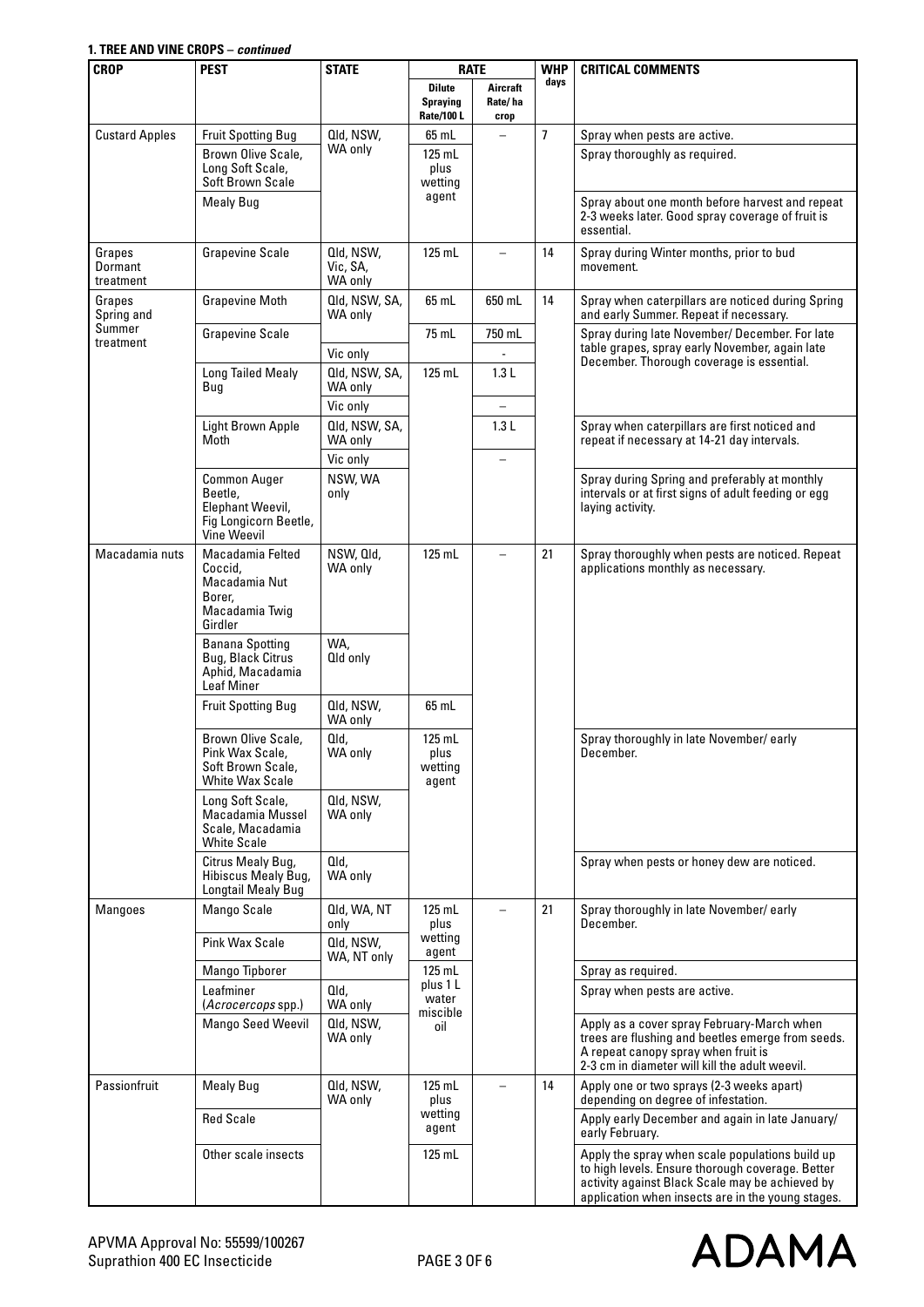**1. TREE AND VINE CROPS – *continued***

| CROP | PEST | STATE | RATE | | WHP days | CRITICAL COMMENTS |
|---|---|---|---|---|---|---|
| | | | Dilute Spraying Rate/100 L | Aircraft Rate/ ha crop | | |
| Custard Apples | Fruit Spotting Bug | Qld, NSW, WA only | 65 mL | – | 7 | Spray when pests are active. |
| | Brown Olive Scale, Long Soft Scale, Soft Brown Scale | | 125 mL plus wetting agent | | | Spray thoroughly as required. |
| | Mealy Bug | | | | | Spray about one month before harvest and repeat 2-3 weeks later. Good spray coverage of fruit is essential. |
| Grapes Dormant treatment | Grapevine Scale | Qld, NSW, Vic, SA, WA only | 125 mL | – | 14 | Spray during Winter months, prior to bud movement. |
| Grapes Spring and Summer treatment | Grapevine Moth | Qld, NSW, SA, WA only | 65 mL | 650 mL | 14 | Spray when caterpillars are noticed during Spring and early Summer. Repeat if necessary. |
| | Grapevine Scale | | 75 mL | 750 mL | | Spray during late November/ December. For late table grapes, spray early November, again late December. Thorough coverage is essential. |
| | | Vic only | | - | | |
| | Long Tailed Mealy Bug | Qld, NSW, SA, WA only | 125 mL | 1.3 L | | |
| | | Vic only | | – | | |
| | Light Brown Apple Moth | Qld, NSW, SA, WA only | | 1.3 L | | Spray when caterpillars are first noticed and repeat if necessary at 14-21 day intervals. |
| | | Vic only | | – | | |
| | Common Auger Beetle, Elephant Weevil, Fig Longicorn Beetle, Vine Weevil | NSW, WA only | | | | Spray during Spring and preferably at monthly intervals or at first signs of adult feeding or egg laying activity. |
| Macadamia nuts | Macadamia Felted Coccid, Macadamia Nut Borer, Macadamia Twig Girdler | NSW, Qld, WA only | 125 mL | – | 21 | Spray thoroughly when pests are noticed. Repeat applications monthly as necessary. |
| | Banana Spotting Bug, Black Citrus Aphid, Macadamia Leaf Miner | WA, Qld only | | | | |
| | Fruit Spotting Bug | Qld, NSW, WA only | 65 mL | | | |
| | Brown Olive Scale, Pink Wax Scale, Soft Brown Scale, White Wax Scale | Qld, WA only | 125 mL plus wetting agent | | | Spray thoroughly in late November/ early December. |
| | Long Soft Scale, Macadamia Mussel Scale, Macadamia White Scale | Qld, NSW, WA only | | | | |
| | Citrus Mealy Bug, Hibiscus Mealy Bug, Longtail Mealy Bug | Qld, WA only | | | | Spray when pests or honey dew are noticed. |
| Mangoes | Mango Scale | Qld, WA, NT only | 125 mL plus wetting agent | – | 21 | Spray thoroughly in late November/ early December. |
| | Pink Wax Scale | Qld, NSW, WA, NT only | | | | |
| | Mango Tipborer | | 125 mL plus 1 L water miscible oil | | | Spray as required. |
| | Leafminer (*Acrocercops* spp.) | Qld, WA only | | | | Spray when pests are active. |
| | Mango Seed Weevil | Qld, NSW, WA only | | | | Apply as a cover spray February-March when trees are flushing and beetles emerge from seeds. A repeat canopy spray when fruit is 2-3 cm in diameter will kill the adult weevil. |
| Passionfruit | Mealy Bug | Qld, NSW, WA only | 125 mL plus wetting agent | – | 14 | Apply one or two sprays (2-3 weeks apart) depending on degree of infestation. |
| | Red Scale | | | | | Apply early December and again in late January/ early February. |
| | Other scale insects | | 125 mL | | | Apply the spray when scale populations build up to high levels. Ensure thorough coverage. Better activity against Black Scale may be achieved by application when insects are in the young stages. |

APVMA Approval No: 55599/100267
Suprathion 400 EC Insecticide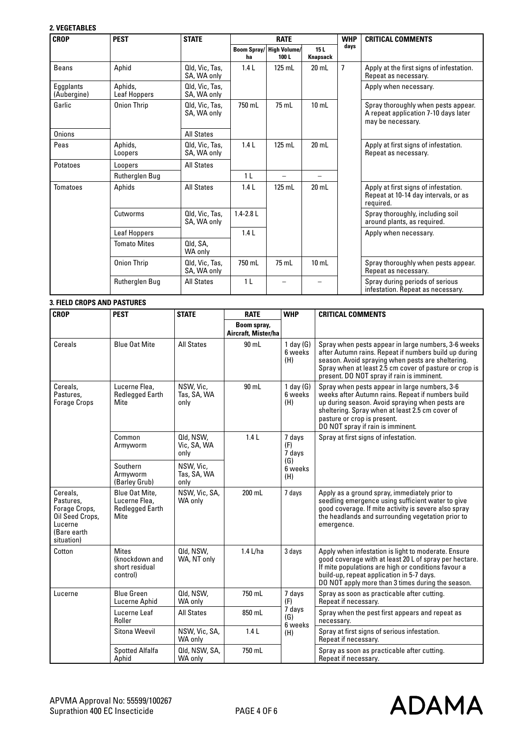**2. VEGETABLES**

| CROP | PEST | STATE | RATE | | | WHP days | CRITICAL COMMENTS |
|---|---|---|---|---|---|---|---|
| | | | Boom Spray/ha | High Volume/ 100 L | 15 L Knapsack | | |
| Beans | Aphid | Qld, Vic, Tas, SA, WA only | 1.4 L | 125 mL | 20 mL | 7 | Apply at the first signs of infestation. Repeat as necessary. |
| Eggplants (Aubergine) | Aphids, Leaf Hoppers | Qld, Vic, Tas, SA, WA only | | | | | Apply when necessary. |
| Garlic | Onion Thrip | Qld, Vic, Tas, SA, WA only | 750 mL | 75 mL | 10 mL | | Spray thoroughly when pests appear. A repeat application 7-10 days later may be necessary. |
| Onions | | All States | | | | | |
| Peas | Aphids, Loopers | Qld, Vic, Tas, SA, WA only | 1.4 L | 125 mL | 20 mL | | Apply at first signs of infestation. Repeat as necessary. |
| Potatoes | Loopers | All States | | | | | |
| | Rutherglen Bug | | 1 L | – | – | | |
| Tomatoes | Aphids | All States | 1.4 L | 125 mL | 20 mL | | Apply at first signs of infestation. Repeat at 10-14 day intervals, or as required. |
| | Cutworms | Qld, Vic, Tas, SA, WA only | 1.4-2.8 L | | | | Spray thoroughly, including soil around plants, as required. |
| | Leaf Hoppers | | 1.4 L | | | | Apply when necessary. |
| | Tomato Mites | Qld, SA, WA only | | | | | |
| | Onion Thrip | Qld, Vic, Tas, SA, WA only | 750 mL | 75 mL | 10 mL | | Spray thoroughly when pests appear. Repeat as necessary. |
| | Rutherglen Bug | All States | 1 L | – | – | | Spray during periods of serious infestation. Repeat as necessary. |

**3. FIELD CROPS AND PASTURES**

| CROP | PEST | STATE | RATE | WHP | CRITICAL COMMENTS |
|---|---|---|---|---|---|
| | | | Boom spray, Aircraft, Mister/ha | | |
| Cereals | Blue Oat Mite | All States | 90 mL | 1 day (G) 6 weeks (H) | Spray when pests appear in large numbers, 3-6 weeks after Autumn rains. Repeat if numbers build up during season. Avoid spraying when pests are sheltering. Spray when at least 2.5 cm cover of pasture or crop is present. DO NOT spray if rain is imminent. |
| Cereals, Pastures, Forage Crops | Lucerne Flea, Redlegged Earth Mite | NSW, Vic, Tas, SA, WA only | 90 mL | 1 day (G) 6 weeks (H) | Spray when pests appear in large numbers, 3-6 weeks after Autumn rains. Repeat if numbers build up during season. Avoid spraying when pests are sheltering. Spray when at least 2.5 cm cover of pasture or crop is present. DO NOT spray if rain is imminent. |
| | Common Armyworm | Qld, NSW, Vic, SA, WA only | 1.4 L | 7 days (F) 7 days (G) 6 weeks (H) | Spray at first signs of infestation. |
| | Southern Armyworm (Barley Grub) | NSW, Vic, Tas, SA, WA only | | | |
| Cereals, Pastures, Forage Crops, Oil Seed Crops, Lucerne (Bare earth situation) | Blue Oat Mite, Lucerne Flea, Redlegged Earth Mite | NSW, Vic, SA, WA only | 200 mL | 7 days | Apply as a ground spray, immediately prior to seedling emergence using sufficient water to give good coverage. If mite activity is severe also spray the headlands and surrounding vegetation prior to emergence. |
| Cotton | Mites (knockdown and short residual control) | Qld, NSW, WA, NT only | 1.4 L/ha | 3 days | Apply when infestation is light to moderate. Ensure good coverage with at least 20 L of spray per hectare. If mite populations are high or conditions favour a build-up, repeat application in 5-7 days. DO NOT apply more than 3 times during the season. |
| Lucerne | Blue Green Lucerne Aphid | Qld, NSW, WA only | 750 mL | 7 days (F) 7 days (G) 6 weeks (H) | Spray as soon as practicable after cutting. Repeat if necessary. |
| | Lucerne Leaf Roller | All States | 850 mL | | Spray when the pest first appears and repeat as necessary. |
| | Sitona Weevil | NSW, Vic, SA, WA only | 1.4 L | | Spray at first signs of serious infestation. Repeat if necessary. |
| | Spotted Alfalfa Aphid | Qld, NSW, SA, WA only | 750 mL | | Spray as soon as practicable after cutting. Repeat if necessary. |

APVMA Approval No: 55599/100267
Suprathion 400 EC Insecticide

ADAMA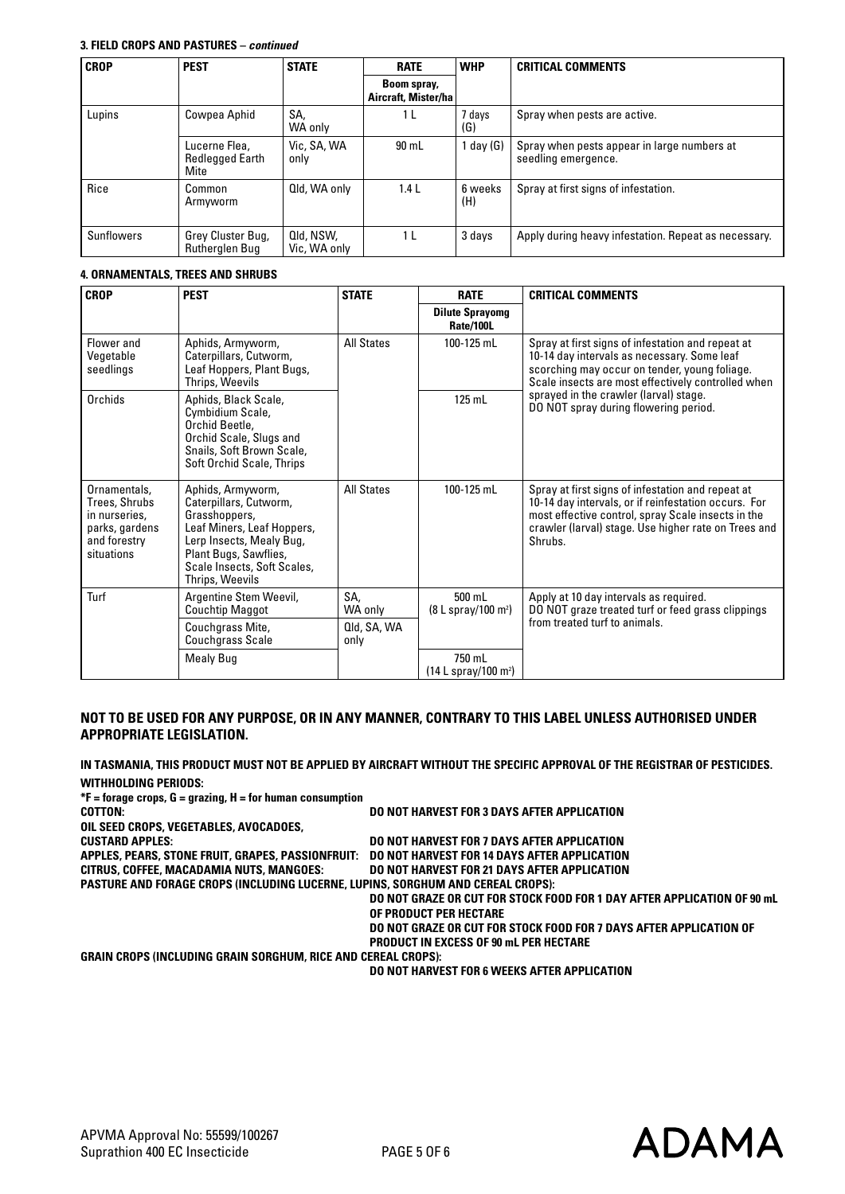**3. FIELD CROPS AND PASTURES –** ***continued***

| CROP | PEST | STATE | RATE | WHP | CRITICAL COMMENTS |
|---|---|---|---|---|---|
| | | | Boom spray, Aircraft, Mister/ha | | |
| Lupins | Cowpea Aphid | SA, WA only | 1 L | 7 days (G) | Spray when pests are active. |
| | Lucerne Flea, Redlegged Earth Mite | Vic, SA, WA only | 90 mL | 1 day (G) | Spray when pests appear in large numbers at seedling emergence. |
| Rice | Common Armyworm | Qld, WA only | 1.4 L | 6 weeks (H) | Spray at first signs of infestation. |
| Sunflowers | Grey Cluster Bug, Rutherglen Bug | Qld, NSW, Vic, WA only | 1 L | 3 days | Apply during heavy infestation. Repeat as necessary. |

**4. ORNAMENTALS, TREES AND SHRUBS**

| CROP | PEST | STATE | RATE | CRITICAL COMMENTS |
|---|---|---|---|---|
| | | | Dilute Sprayomg Rate/100L | |
| Flower and Vegetable seedlings | Aphids, Armyworm, Caterpillars, Cutworm, Leaf Hoppers, Plant Bugs, Thrips, Weevils | All States | 100-125 mL | Spray at first signs of infestation and repeat at 10-14 day intervals as necessary. Some leaf scorching may occur on tender, young foliage. Scale insects are most effectively controlled when sprayed in the crawler (larval) stage. DO NOT spray during flowering period. |
| Orchids | Aphids, Black Scale, Cymbidium Scale, Orchid Beetle, Orchid Scale, Slugs and Snails, Soft Brown Scale, Soft Orchid Scale, Thrips | | 125 mL | |
| Ornamentals, Trees, Shrubs in nurseries, parks, gardens and forestry situations | Aphids, Armyworm, Caterpillars, Cutworm, Grasshoppers, Leaf Miners, Leaf Hoppers, Lerp Insects, Mealy Bug, Plant Bugs, Sawflies, Scale Insects, Soft Scales, Thrips, Weevils | All States | 100-125 mL | Spray at first signs of infestation and repeat at 10-14 day intervals, or if reinfestation occurs. For most effective control, spray Scale insects in the crawler (larval) stage. Use higher rate on Trees and Shrubs. |
| Turf | Argentine Stem Weevil, Couchtip Maggot | SA, WA only | 500 mL (8 L spray/100 m²) | Apply at 10 day intervals as required. DO NOT graze treated turf or feed grass clippings from treated turf to animals. |
| | Couchgrass Mite, Couchgrass Scale | Qld, SA, WA only | | |
| | Mealy Bug | | 750 mL (14 L spray/100 m²) | |

**NOT TO BE USED FOR ANY PURPOSE, OR IN ANY MANNER, CONTRARY TO THIS LABEL UNLESS AUTHORISED UNDER APPROPRIATE LEGISLATION.**

**IN TASMANIA, THIS PRODUCT MUST NOT BE APPLIED BY AIRCRAFT WITHOUT THE SPECIFIC APPROVAL OF THE REGISTRAR OF PESTICIDES.**

**WITHHOLDING PERIODS:**

**\*F = forage crops, G = grazing, H = for human consumption**

**COTTON:** DO NOT HARVEST FOR 3 DAYS AFTER APPLICATION

**OIL SEED CROPS, VEGETABLES, AVOCADOES, CUSTARD APPLES:** DO NOT HARVEST FOR 7 DAYS AFTER APPLICATION

**APPLES, PEARS, STONE FRUIT, GRAPES, PASSIONFRUIT:** DO NOT HARVEST FOR 14 DAYS AFTER APPLICATION

**CITRUS, COFFEE, MACADAMIA NUTS, MANGOES:** DO NOT HARVEST FOR 21 DAYS AFTER APPLICATION

**PASTURE AND FORAGE CROPS (INCLUDING LUCERNE, LUPINS, SORGHUM AND CEREAL CROPS):**

DO NOT GRAZE OR CUT FOR STOCK FOOD FOR 1 DAY AFTER APPLICATION OF 90 mL OF PRODUCT PER HECTARE

DO NOT GRAZE OR CUT FOR STOCK FOOD FOR 7 DAYS AFTER APPLICATION OF PRODUCT IN EXCESS OF 90 mL PER HECTARE

**GRAIN CROPS (INCLUDING GRAIN SORGHUM, RICE AND CEREAL CROPS):**

DO NOT HARVEST FOR 6 WEEKS AFTER APPLICATION

APVMA Approval No: 55599/100267
Suprathion 400 EC Insecticide

ADAMA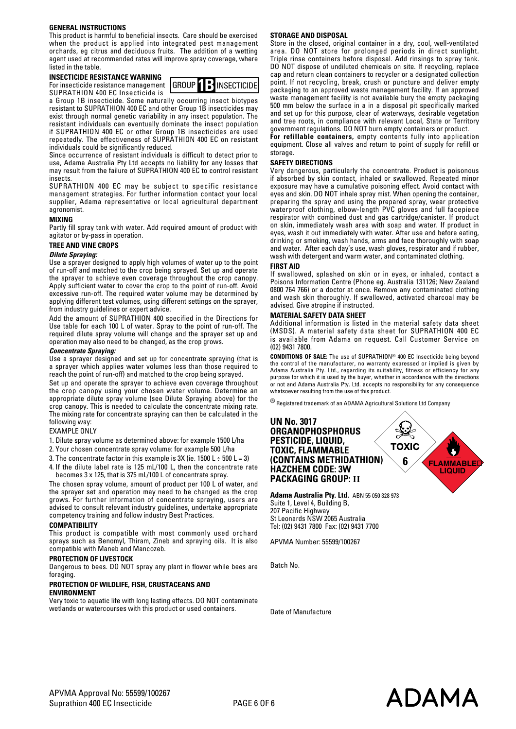### GENERAL INSTRUCTIONS

This product is harmful to beneficial insects. Care should be exercised when the product is applied into integrated pest management orchards, eg citrus and deciduous fruits. The addition of a wetting agent used at recommended rates will improve spray coverage, where listed in the table.

### INSECTICIDE RESISTANCE WARNING

GROUP **1B** INSECTICIDE

For insecticide resistance management SUPRATHION 400 EC Insecticide is a Group 1B insecticide. Some naturally occurring insect biotypes resistant to SUPRATHION 400 EC and other Group 1B insecticides may exist through normal genetic variability in any insect population. The resistant individuals can eventually dominate the insect population if SUPRATHION 400 EC or other Group 1B insecticides are used repeatedly. The effectiveness of SUPRATHION 400 EC on resistant individuals could be significantly reduced.

Since occurrence of resistant individuals is difficult to detect prior to use, Adama Australia Pty Ltd accepts no liability for any losses that may result from the failure of SUPRATHION 400 EC to control resistant insects.

SUPRATHION 400 EC may be subject to specific resistance management strategies. For further information contact your local supplier, Adama representative or local agricultural department agronomist.

### MIXING

Partly fill spray tank with water. Add required amount of product with agitator or by-pass in operation.

### TREE AND VINE CROPS

***Dilute Spraying:***

Use a sprayer designed to apply high volumes of water up to the point of run-off and matched to the crop being sprayed. Set up and operate the sprayer to achieve even coverage throughout the crop canopy. Apply sufficient water to cover the crop to the point of run-off. Avoid excessive run-off. The required water volume may be determined by applying different test volumes, using different settings on the sprayer, from industry guidelines or expert advice.

Add the amount of SUPRATHION 400 specified in the Directions for Use table for each 100 L of water. Spray to the point of run-off. The required dilute spray volume will change and the sprayer set up and operation may also need to be changed, as the crop grows.

***Concentrate Spraying:***

Use a sprayer designed and set up for concentrate spraying (that is a sprayer which applies water volumes less than those required to reach the point of run-off) and matched to the crop being sprayed.

Set up and operate the sprayer to achieve even coverage throughout the crop canopy using your chosen water volume. Determine an appropriate dilute spray volume (see Dilute Spraying above) for the crop canopy. This is needed to calculate the concentrate mixing rate. The mixing rate for concentrate spraying can then be calculated in the following way:

EXAMPLE ONLY

1. Dilute spray volume as determined above: for example 1500 L/ha
2. Your chosen concentrate spray volume: for example 500 L/ha
3. The concentrate factor in this example is 3X (ie. 1500 L ÷ 500 L = 3)
4. If the dilute label rate is 125 mL/100 L, then the concentrate rate becomes 3 x 125, that is 375 mL/100 L of concentrate spray.

The chosen spray volume, amount of product per 100 L of water, and the sprayer set and operation may need to be changed as the crop grows. For further information of concentrate spraying, users are advised to consult relevant industry guidelines, undertake appropriate competency training and follow industry Best Practices.

### COMPATIBILITY

This product is compatible with most commonly used orchard sprays such as Benomyl, Thiram, Zineb and spraying oils. It is also compatible with Maneb and Mancozeb.

### PROTECTION OF LIVESTOCK

Dangerous to bees. DO NOT spray any plant in flower while bees are foraging.

### PROTECTION OF WILDLIFE, FISH, CRUSTACEANS AND ENVIRONMENT

Very toxic to aquatic life with long lasting effects. DO NOT contaminate wetlands or watercourses with this product or used containers.

### STORAGE AND DISPOSAL

Store in the closed, original container in a dry, cool, well-ventilated area. DO NOT store for prolonged periods in direct sunlight. Triple rinse containers before disposal. Add rinsings to spray tank. DO NOT dispose of undiluted chemicals on site. If recycling, replace cap and return clean containers to recycler or a designated collection point. If not recycling, break, crush or puncture and deliver empty packaging to an approved waste management facility. If an approved waste management facility is not available bury the empty packaging 500 mm below the surface in a in a disposal pit specifically marked and set up for this purpose, clear of waterways, desirable vegetation and tree roots, in compliance with relevant Local, State or Territory government regulations. DO NOT burn empty containers or product.

**For refillable containers,** empty contents fully into application equipment. Close all valves and return to point of supply for refill or storage.

### SAFETY DIRECTIONS

Very dangerous, particularly the concentrate. Product is poisonous if absorbed by skin contact, inhaled or swallowed. Repeated minor exposure may have a cumulative poisoning effect. Avoid contact with eyes and skin. DO NOT inhale spray mist. When opening the container, preparing the spray and using the prepared spray, wear protective waterproof clothing, elbow-length PVC gloves and full facepiece respirator with combined dust and gas cartridge/canister. If product on skin, immediately wash area with soap and water. If product in eyes, wash it out immediately with water. After use and before eating, drinking or smoking, wash hands, arms and face thoroughly with soap and water. After each day's use, wash gloves, respirator and if rubber, wash with detergent and warm water, and contaminated clothing.

### FIRST AID

If swallowed, splashed on skin or in eyes, or inhaled, contact a Poisons Information Centre (Phone eg. Australia 131126; New Zealand 0800 764 766) or a doctor at once. Remove any contaminated clothing and wash skin thoroughly. If swallowed, activated charcoal may be advised. Give atropine if instructed.

### MATERIAL SAFETY DATA SHEET

Additional information is listed in the material safety data sheet (MSDS). A material safety data sheet for SUPRATHION 400 EC is available from Adama on request. Call Customer Service on (02) 9431 7800.

**CONDITIONS OF SALE:** The use of SUPRATHION® 400 EC Insecticide being beyond the control of the manufacturer, no warranty expressed or implied is given by Adama Australia Pty. Ltd., regarding its suitability, fitness or efficiency for any purpose for which it is used by the buyer, whether in accordance with the directions or not and Adama Australia Pty. Ltd. accepts no responsibility for any consequence whatsoever resulting from the use of this product.

® Registered trademark of an ADAMA Agricultural Solutions Ltd Company

**UN No. 3017**
**ORGANOPHOSPHORUS PESTICIDE, LIQUID, TOXIC, FLAMMABLE (CONTAINS METHIDATHION)**
**HAZCHEM CODE: 3W**
**PACKAGING GROUP: II**

TOXIC 6

FLAMMABLE LIQUID

**Adama Australia Pty. Ltd.** ABN 55 050 328 973
Suite 1, Level 4, Building B,
207 Pacific Highway
St Leonards NSW 2065 Australia
Tel: (02) 9431 7800 Fax: (02) 9431 7700

APVMA Number: 55599/100267

Batch No.

Date of Manufacture